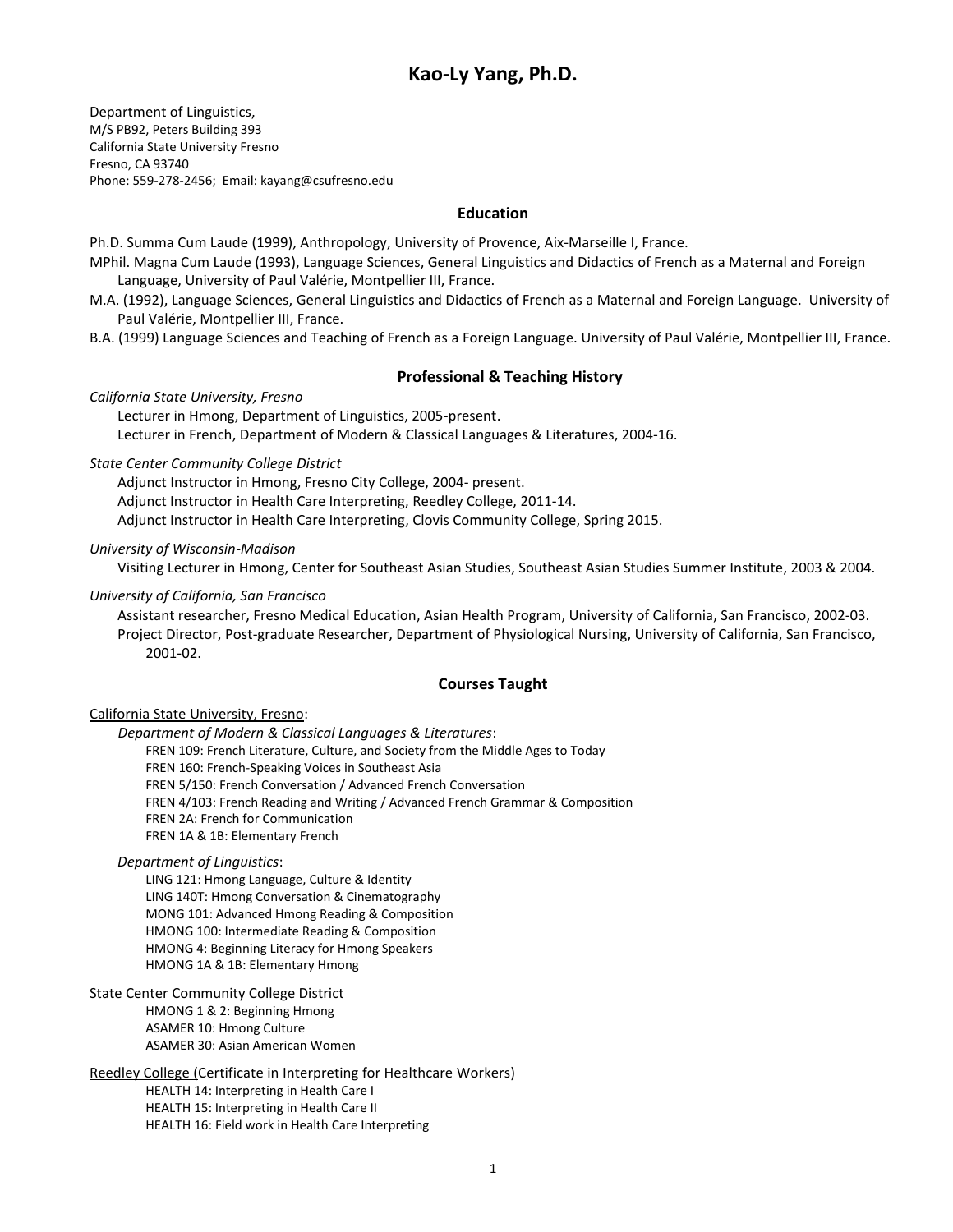# Kao-Ly Yang, Ph.D.

Department of Linguistics,
M/S PB92, Peters Building 393
California State University Fresno
Fresno, CA 93740
Phone: 559-278-2456; Email: kayang@csufresno.edu

## Education

Ph.D. Summa Cum Laude (1999), Anthropology, University of Provence, Aix-Marseille I, France.

MPhil. Magna Cum Laude (1993), Language Sciences, General Linguistics and Didactics of French as a Maternal and Foreign Language, University of Paul Valérie, Montpellier III, France.

M.A. (1992), Language Sciences, General Linguistics and Didactics of French as a Maternal and Foreign Language. University of Paul Valérie, Montpellier III, France.

B.A. (1999) Language Sciences and Teaching of French as a Foreign Language. University of Paul Valérie, Montpellier III, France.

## Professional & Teaching History

*California State University, Fresno*

Lecturer in Hmong, Department of Linguistics, 2005-present.
Lecturer in French, Department of Modern & Classical Languages & Literatures, 2004-16.

*State Center Community College District*

Adjunct Instructor in Hmong, Fresno City College, 2004- present.
Adjunct Instructor in Health Care Interpreting, Reedley College, 2011-14.
Adjunct Instructor in Health Care Interpreting, Clovis Community College, Spring 2015.

*University of Wisconsin-Madison*

Visiting Lecturer in Hmong, Center for Southeast Asian Studies, Southeast Asian Studies Summer Institute, 2003 & 2004.

*University of California, San Francisco*

Assistant researcher, Fresno Medical Education, Asian Health Program, University of California, San Francisco, 2002-03.
Project Director, Post-graduate Researcher, Department of Physiological Nursing, University of California, San Francisco, 2001-02.

## Courses Taught

California State University, Fresno:

*Department of Modern & Classical Languages & Literatures*:

FREN 109: French Literature, Culture, and Society from the Middle Ages to Today
FREN 160: French-Speaking Voices in Southeast Asia
FREN 5/150: French Conversation / Advanced French Conversation
FREN 4/103: French Reading and Writing / Advanced French Grammar & Composition
FREN 2A: French for Communication
FREN 1A & 1B: Elementary French

*Department of Linguistics*:

LING 121: Hmong Language, Culture & Identity
LING 140T: Hmong Conversation & Cinematography
MONG 101: Advanced Hmong Reading & Composition
HMONG 100: Intermediate Reading & Composition
HMONG 4: Beginning Literacy for Hmong Speakers
HMONG 1A & 1B: Elementary Hmong

State Center Community College District

HMONG 1 & 2: Beginning Hmong
ASAMER 10: Hmong Culture
ASAMER 30: Asian American Women

Reedley College (Certificate in Interpreting for Healthcare Workers)

HEALTH 14: Interpreting in Health Care I
HEALTH 15: Interpreting in Health Care II
HEALTH 16: Field work in Health Care Interpreting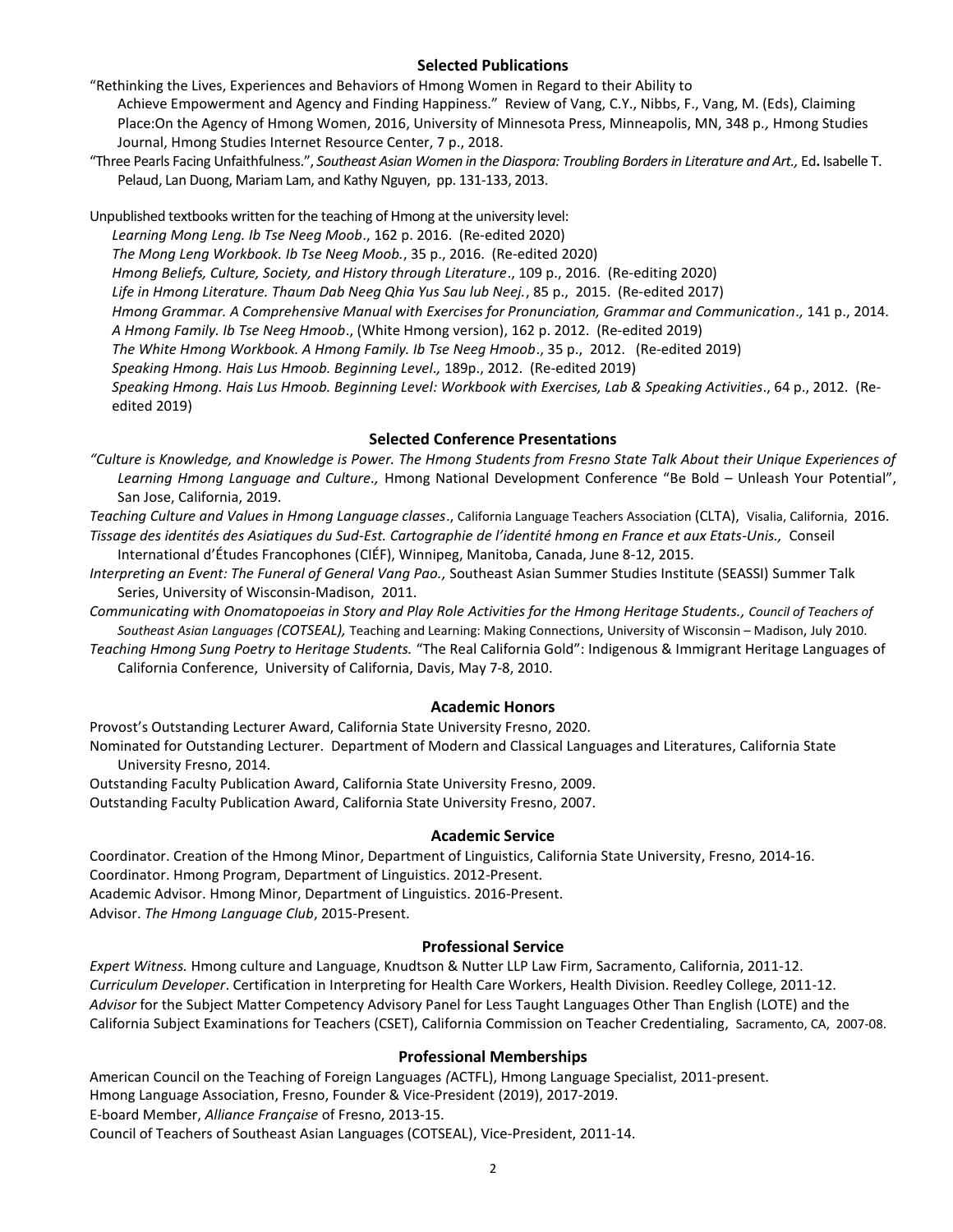## Selected Publications

"Rethinking the Lives, Experiences and Behaviors of Hmong Women in Regard to their Ability to Achieve Empowerment and Agency and Finding Happiness." Review of Vang, C.Y., Nibbs, F., Vang, M. (Eds), Claiming Place:On the Agency of Hmong Women, 2016, University of Minnesota Press, Minneapolis, MN, 348 p., Hmong Studies Journal, Hmong Studies Internet Resource Center, 7 p., 2018.

"Three Pearls Facing Unfaithfulness.", *Southeast Asian Women in the Diaspora: Troubling Borders in Literature and Art.,* Ed**.** Isabelle T. Pelaud, Lan Duong, Mariam Lam, and Kathy Nguyen, pp. 131-133, 2013.

Unpublished textbooks written for the teaching of Hmong at the university level:

*Learning Mong Leng. Ib Tse Neeg Moob*., 162 p. 2016. (Re-edited 2020)
*The Mong Leng Workbook. Ib Tse Neeg Moob.*, 35 p., 2016. (Re-edited 2020)
*Hmong Beliefs, Culture, Society, and History through Literature*., 109 p., 2016. (Re-editing 2020)
*Life in Hmong Literature. Thaum Dab Neeg Qhia Yus Sau lub Neej.*, 85 p., 2015. (Re-edited 2017)
*Hmong Grammar. A Comprehensive Manual with Exercises for Pronunciation, Grammar and Communication.,* 141 p., 2014.
*A Hmong Family. Ib Tse Neeg Hmoob*., (White Hmong version), 162 p. 2012. (Re-edited 2019)
*The White Hmong Workbook. A Hmong Family. Ib Tse Neeg Hmoob*., 35 p., 2012. (Re-edited 2019)
*Speaking Hmong. Hais Lus Hmoob. Beginning Level.,* 189p., 2012. (Re-edited 2019)
*Speaking Hmong. Hais Lus Hmoob. Beginning Level: Workbook with Exercises, Lab & Speaking Activities*., 64 p., 2012. (Re-edited 2019)

## Selected Conference Presentations

*"Culture is Knowledge, and Knowledge is Power. The Hmong Students from Fresno State Talk About their Unique Experiences of Learning Hmong Language and Culture.,* Hmong National Development Conference "Be Bold – Unleash Your Potential", San Jose, California, 2019.

*Teaching Culture and Values in Hmong Language classes*., California Language Teachers Association (CLTA), Visalia, California, 2016.

*Tissage des identités des Asiatiques du Sud-Est. Cartographie de l'identité hmong en France et aux Etats-Unis.,* Conseil International d'Études Francophones (CIÉF), Winnipeg, Manitoba, Canada, June 8-12, 2015.

*Interpreting an Event: The Funeral of General Vang Pao.,* Southeast Asian Summer Studies Institute (SEASSI) Summer Talk Series, University of Wisconsin-Madison, 2011.

*Communicating with Onomatopoeias in Story and Play Role Activities for the Hmong Heritage Students., Council of Teachers of Southeast Asian Languages (COTSEAL),* Teaching and Learning: Making Connections, University of Wisconsin – Madison, July 2010.

*Teaching Hmong Sung Poetry to Heritage Students.* "The Real California Gold": Indigenous & Immigrant Heritage Languages of California Conference, University of California, Davis, May 7-8, 2010.

## Academic Honors

Provost's Outstanding Lecturer Award, California State University Fresno, 2020.
Nominated for Outstanding Lecturer. Department of Modern and Classical Languages and Literatures, California State University Fresno, 2014.
Outstanding Faculty Publication Award, California State University Fresno, 2009.
Outstanding Faculty Publication Award, California State University Fresno, 2007.

## Academic Service

Coordinator. Creation of the Hmong Minor, Department of Linguistics, California State University, Fresno, 2014-16.
Coordinator. Hmong Program, Department of Linguistics. 2012-Present.
Academic Advisor. Hmong Minor, Department of Linguistics. 2016-Present.
Advisor. *The Hmong Language Club*, 2015-Present.

## Professional Service

*Expert Witness.* Hmong culture and Language, Knudtson & Nutter LLP Law Firm, Sacramento, California, 2011-12.
*Curriculum Developer*. Certification in Interpreting for Health Care Workers, Health Division. Reedley College, 2011-12.
*Advisor* for the Subject Matter Competency Advisory Panel for Less Taught Languages Other Than English (LOTE) and the California Subject Examinations for Teachers (CSET), California Commission on Teacher Credentialing, Sacramento, CA, 2007-08.

## Professional Memberships

American Council on the Teaching of Foreign Languages *(*ACTFL), Hmong Language Specialist, 2011-present.
Hmong Language Association, Fresno, Founder & Vice-President (2019), 2017-2019.
E-board Member, *Alliance Française* of Fresno, 2013-15.
Council of Teachers of Southeast Asian Languages (COTSEAL), Vice-President, 2011-14.